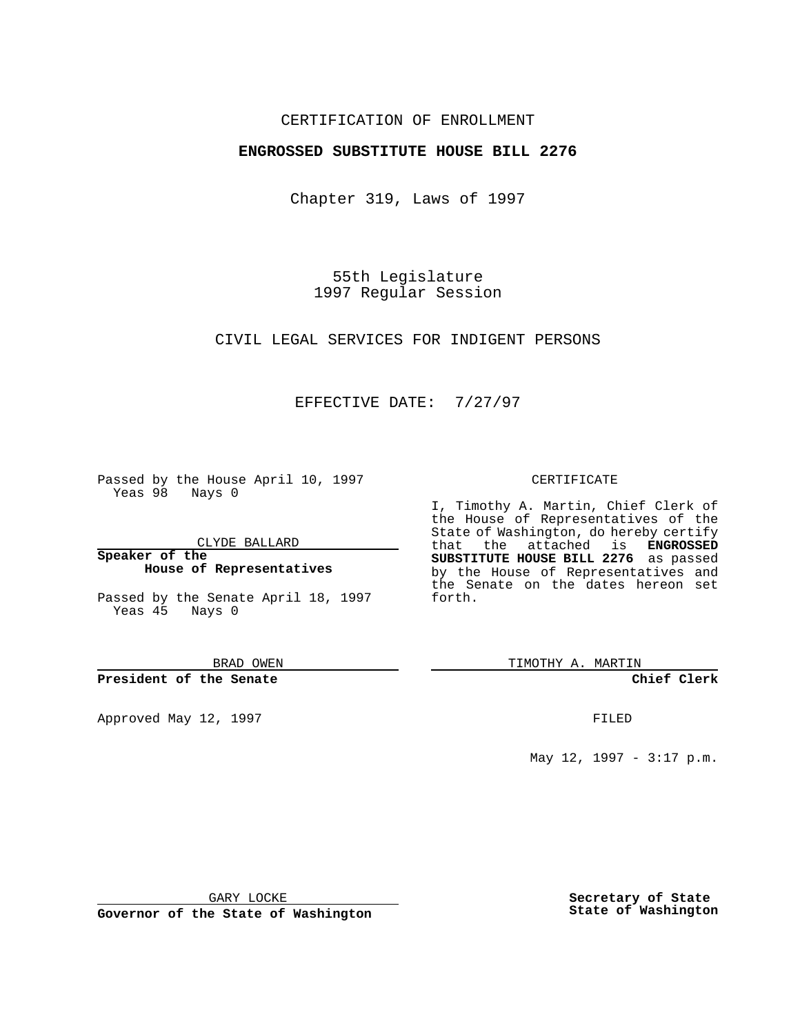CERTIFICATION OF ENROLLMENT

**ENGROSSED SUBSTITUTE HOUSE BILL 2276**

Chapter 319, Laws of 1997

55th Legislature
1997 Regular Session

CIVIL LEGAL SERVICES FOR INDIGENT PERSONS

EFFECTIVE DATE: 7/27/97

Passed by the House April 10, 1997
Yeas 98 Nays 0

CLYDE BALLARD

**Speaker of the House of Representatives**

Passed by the Senate April 18, 1997
Yeas 45 Nays 0

BRAD OWEN

**President of the Senate**

Approved May 12, 1997

GARY LOCKE

**Governor of the State of Washington**

CERTIFICATE

I, Timothy A. Martin, Chief Clerk of the House of Representatives of the State of Washington, do hereby certify that the attached is **ENGROSSED SUBSTITUTE HOUSE BILL 2276** as passed by the House of Representatives and the Senate on the dates hereon set forth.

TIMOTHY A. MARTIN

**Chief Clerk**

FILED

May 12, 1997 - 3:17 p.m.

**Secretary of State**
**State of Washington**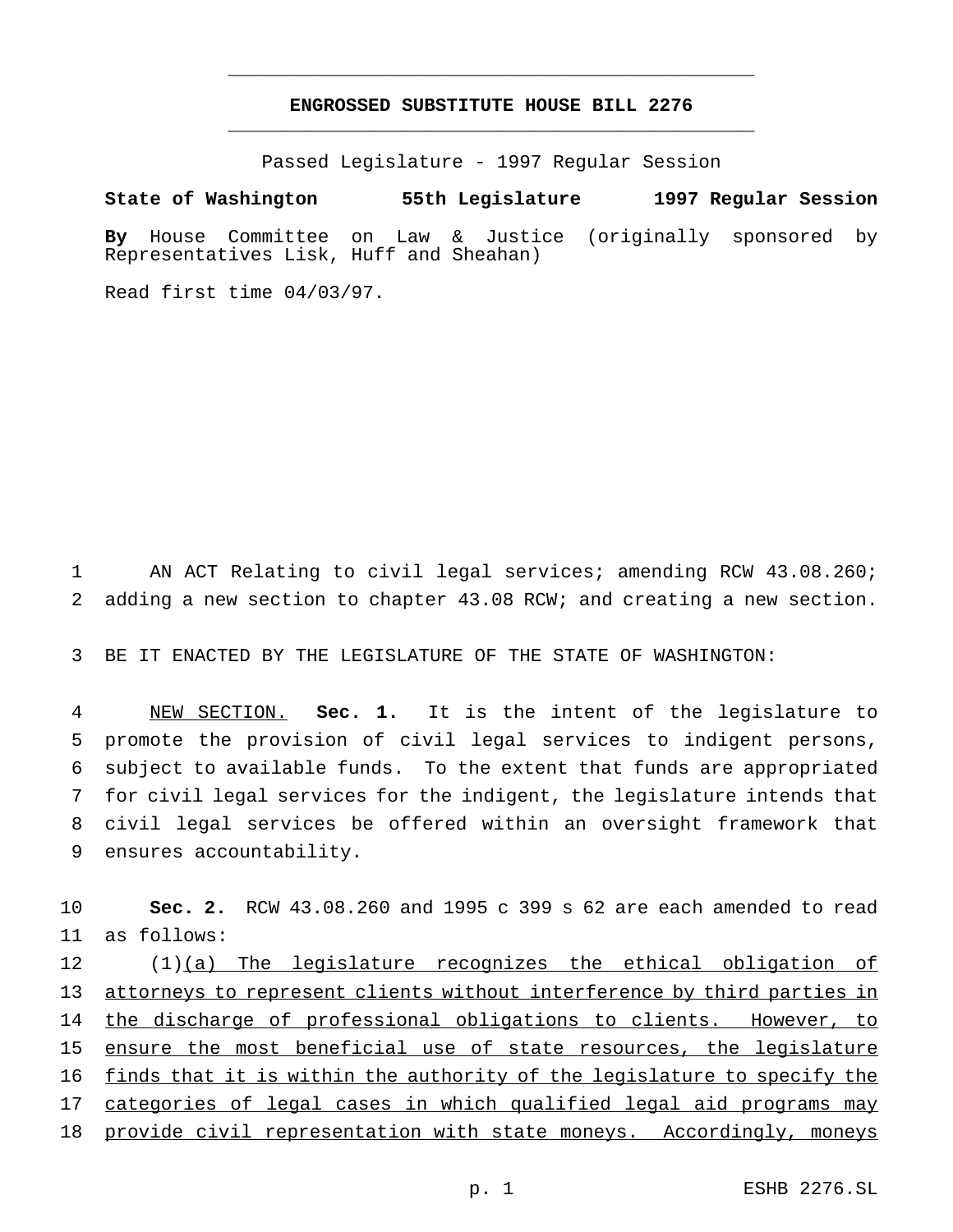# ENGROSSED SUBSTITUTE HOUSE BILL 2276

Passed Legislature - 1997 Regular Session

**State of Washington 55th Legislature 1997 Regular Session**

**By** House Committee on Law & Justice (originally sponsored by Representatives Lisk, Huff and Sheahan)

Read first time 04/03/97.

1 AN ACT Relating to civil legal services; amending RCW 43.08.260;
2 adding a new section to chapter 43.08 RCW; and creating a new section.

3 BE IT ENACTED BY THE LEGISLATURE OF THE STATE OF WASHINGTON:

4 NEW SECTION. **Sec. 1.** It is the intent of the legislature to
5 promote the provision of civil legal services to indigent persons,
6 subject to available funds. To the extent that funds are appropriated
7 for civil legal services for the indigent, the legislature intends that
8 civil legal services be offered within an oversight framework that
9 ensures accountability.

10 **Sec. 2.** RCW 43.08.260 and 1995 c 399 s 62 are each amended to read
11 as follows:

12 (1)(a) The legislature recognizes the ethical obligation of
13 attorneys to represent clients without interference by third parties in
14 the discharge of professional obligations to clients. However, to
15 ensure the most beneficial use of state resources, the legislature
16 finds that it is within the authority of the legislature to specify the
17 categories of legal cases in which qualified legal aid programs may
18 provide civil representation with state moneys. Accordingly, moneys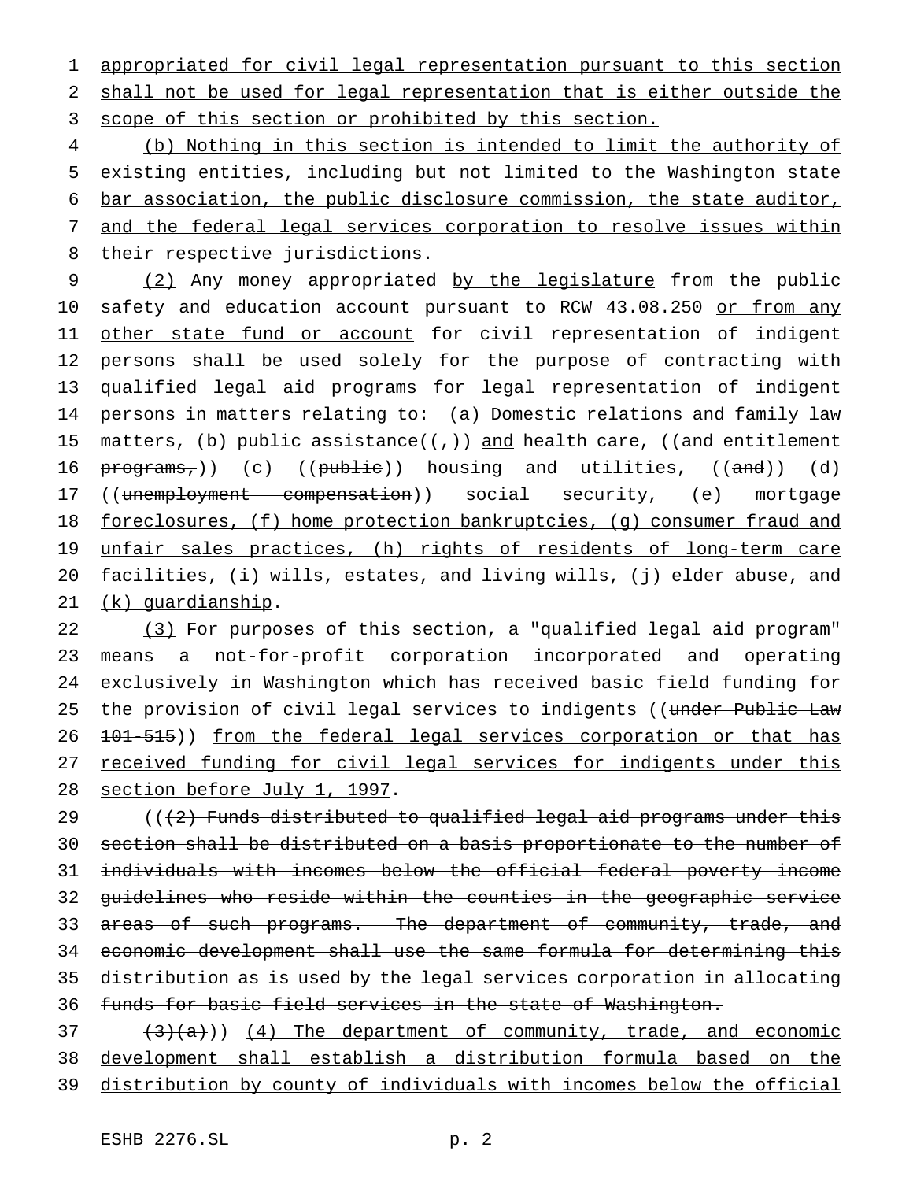appropriated for civil legal representation pursuant to this section shall not be used for legal representation that is either outside the scope of this section or prohibited by this section.

(b) Nothing in this section is intended to limit the authority of existing entities, including but not limited to the Washington state bar association, the public disclosure commission, the state auditor, and the federal legal services corporation to resolve issues within their respective jurisdictions.

(2) Any money appropriated by the legislature from the public safety and education account pursuant to RCW 43.08.250 or from any other state fund or account for civil representation of indigent persons shall be used solely for the purpose of contracting with qualified legal aid programs for legal representation of indigent persons in matters relating to: (a) Domestic relations and family law matters, (b) public assistance((,)) and health care, ((and entitlement programs,)) (c) ((public)) housing and utilities, ((and)) (d) ((unemployment compensation)) social security, (e) mortgage foreclosures, (f) home protection bankruptcies, (g) consumer fraud and unfair sales practices, (h) rights of residents of long-term care facilities, (i) wills, estates, and living wills, (j) elder abuse, and (k) guardianship.

(3) For purposes of this section, a "qualified legal aid program" means a not-for-profit corporation incorporated and operating exclusively in Washington which has received basic field funding for the provision of civil legal services to indigents ((under Public Law 101-515)) from the federal legal services corporation or that has received funding for civil legal services for indigents under this section before July 1, 1997.

(((2) Funds distributed to qualified legal aid programs under this section shall be distributed on a basis proportionate to the number of individuals with incomes below the official federal poverty income guidelines who reside within the counties in the geographic service areas of such programs. The department of community, trade, and economic development shall use the same formula for determining this distribution as is used by the legal services corporation in allocating funds for basic field services in the state of Washington.

(3)(a))) (4) The department of community, trade, and economic development shall establish a distribution formula based on the distribution by county of individuals with incomes below the official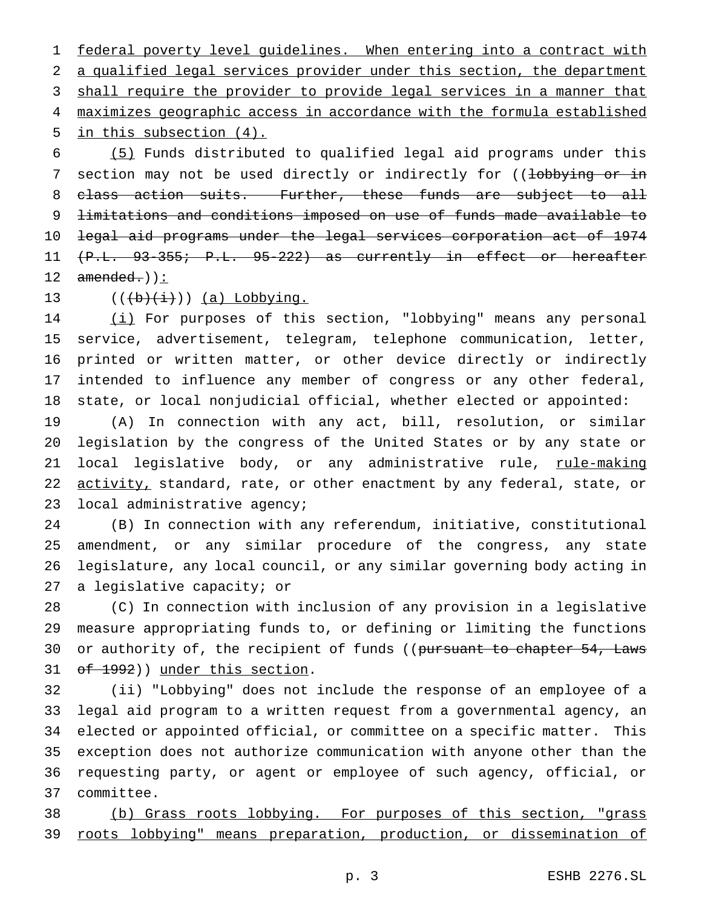federal poverty level guidelines. When entering into a contract with a qualified legal services provider under this section, the department shall require the provider to provide legal services in a manner that maximizes geographic access in accordance with the formula established in this subsection (4).

(5) Funds distributed to qualified legal aid programs under this section may not be used directly or indirectly for ((~~lobbying or in class action suits. Further, these funds are subject to all limitations and conditions imposed on use of funds made available to legal aid programs under the legal services corporation act of 1974 (P.L. 93-355; P.L. 95-222) as currently in effect or hereafter amended.~~)):

((~~(b)(i)~~)) (a) Lobbying.

(i) For purposes of this section, "lobbying" means any personal service, advertisement, telegram, telephone communication, letter, printed or written matter, or other device directly or indirectly intended to influence any member of congress or any other federal, state, or local nonjudicial official, whether elected or appointed:

(A) In connection with any act, bill, resolution, or similar legislation by the congress of the United States or by any state or local legislative body, or any administrative rule, rule-making activity, standard, rate, or other enactment by any federal, state, or local administrative agency;

(B) In connection with any referendum, initiative, constitutional amendment, or any similar procedure of the congress, any state legislature, any local council, or any similar governing body acting in a legislative capacity; or

(C) In connection with inclusion of any provision in a legislative measure appropriating funds to, or defining or limiting the functions or authority of, the recipient of funds ((~~pursuant to chapter 54, Laws of 1992~~)) under this section.

(ii) "Lobbying" does not include the response of an employee of a legal aid program to a written request from a governmental agency, an elected or appointed official, or committee on a specific matter. This exception does not authorize communication with anyone other than the requesting party, or agent or employee of such agency, official, or committee.

(b) Grass roots lobbying. For purposes of this section, "grass roots lobbying" means preparation, production, or dissemination of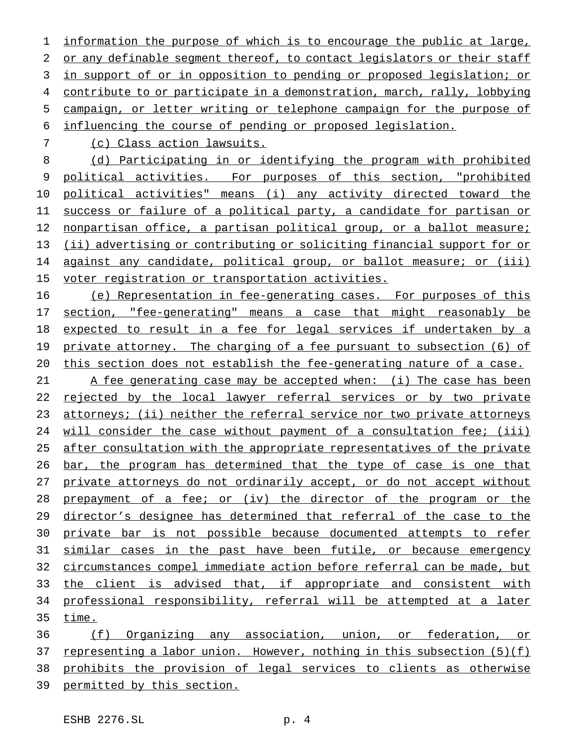information the purpose of which is to encourage the public at large, or any definable segment thereof, to contact legislators or their staff in support of or in opposition to pending or proposed legislation; or contribute to or participate in a demonstration, march, rally, lobbying campaign, or letter writing or telephone campaign for the purpose of influencing the course of pending or proposed legislation.

(c) Class action lawsuits.

(d) Participating in or identifying the program with prohibited political activities. For purposes of this section, "prohibited political activities" means (i) any activity directed toward the success or failure of a political party, a candidate for partisan or nonpartisan office, a partisan political group, or a ballot measure; (ii) advertising or contributing or soliciting financial support for or against any candidate, political group, or ballot measure; or (iii) voter registration or transportation activities.

(e) Representation in fee-generating cases. For purposes of this section, "fee-generating" means a case that might reasonably be expected to result in a fee for legal services if undertaken by a private attorney. The charging of a fee pursuant to subsection (6) of this section does not establish the fee-generating nature of a case.

A fee generating case may be accepted when: (i) The case has been rejected by the local lawyer referral services or by two private attorneys; (ii) neither the referral service nor two private attorneys will consider the case without payment of a consultation fee; (iii) after consultation with the appropriate representatives of the private bar, the program has determined that the type of case is one that private attorneys do not ordinarily accept, or do not accept without prepayment of a fee; or (iv) the director of the program or the director's designee has determined that referral of the case to the private bar is not possible because documented attempts to refer similar cases in the past have been futile, or because emergency circumstances compel immediate action before referral can be made, but the client is advised that, if appropriate and consistent with professional responsibility, referral will be attempted at a later time.

(f) Organizing any association, union, or federation, or representing a labor union. However, nothing in this subsection (5)(f) prohibits the provision of legal services to clients as otherwise permitted by this section.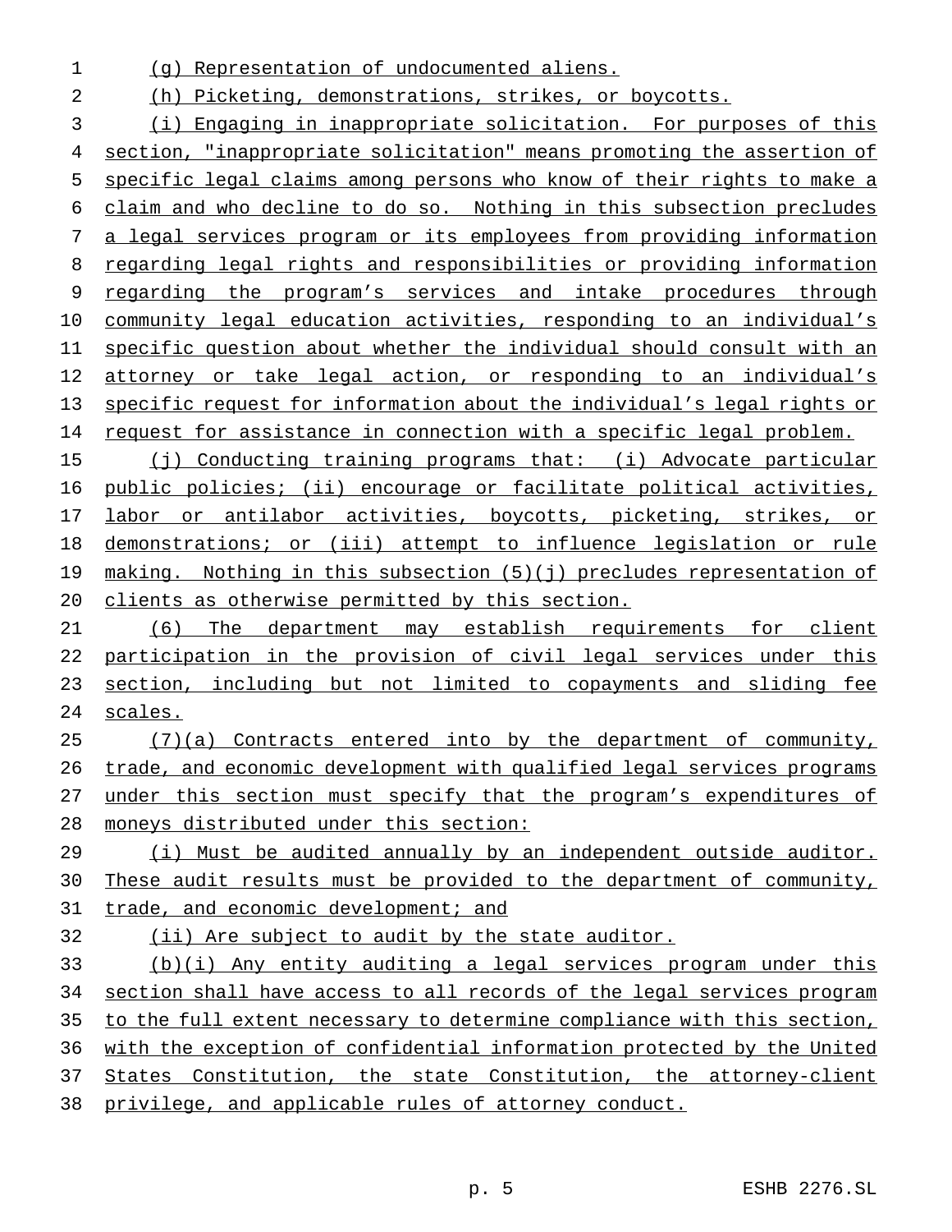(g) Representation of undocumented aliens.

(h) Picketing, demonstrations, strikes, or boycotts.

(i) Engaging in inappropriate solicitation. For purposes of this section, "inappropriate solicitation" means promoting the assertion of specific legal claims among persons who know of their rights to make a claim and who decline to do so. Nothing in this subsection precludes a legal services program or its employees from providing information regarding legal rights and responsibilities or providing information regarding the program's services and intake procedures through community legal education activities, responding to an individual's specific question about whether the individual should consult with an attorney or take legal action, or responding to an individual's specific request for information about the individual's legal rights or request for assistance in connection with a specific legal problem.

(j) Conducting training programs that: (i) Advocate particular public policies; (ii) encourage or facilitate political activities, labor or antilabor activities, boycotts, picketing, strikes, or demonstrations; or (iii) attempt to influence legislation or rule making. Nothing in this subsection (5)(j) precludes representation of clients as otherwise permitted by this section.

(6) The department may establish requirements for client participation in the provision of civil legal services under this section, including but not limited to copayments and sliding fee scales.

(7)(a) Contracts entered into by the department of community, trade, and economic development with qualified legal services programs under this section must specify that the program's expenditures of moneys distributed under this section:

(i) Must be audited annually by an independent outside auditor. These audit results must be provided to the department of community, trade, and economic development; and

(ii) Are subject to audit by the state auditor.

(b)(i) Any entity auditing a legal services program under this section shall have access to all records of the legal services program to the full extent necessary to determine compliance with this section, with the exception of confidential information protected by the United States Constitution, the state Constitution, the attorney-client privilege, and applicable rules of attorney conduct.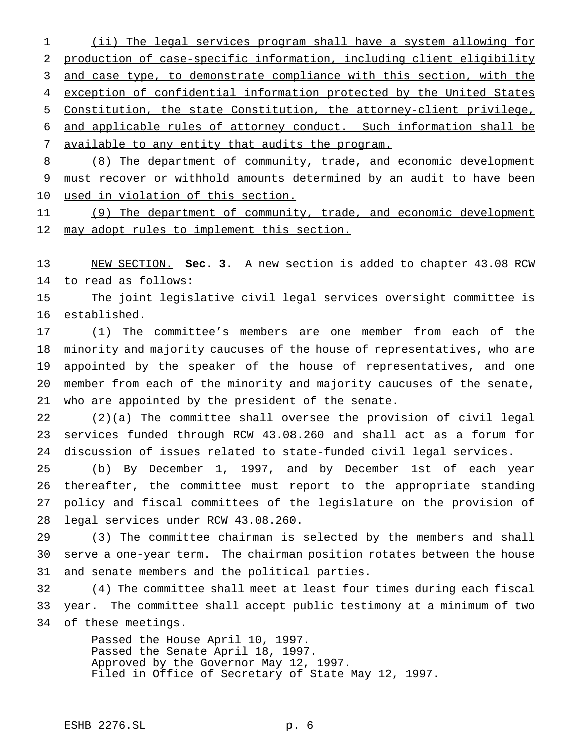(ii) The legal services program shall have a system allowing for production of case-specific information, including client eligibility and case type, to demonstrate compliance with this section, with the exception of confidential information protected by the United States Constitution, the state Constitution, the attorney-client privilege, and applicable rules of attorney conduct. Such information shall be available to any entity that audits the program.

(8) The department of community, trade, and economic development must recover or withhold amounts determined by an audit to have been used in violation of this section.

(9) The department of community, trade, and economic development may adopt rules to implement this section.

NEW SECTION. **Sec. 3.** A new section is added to chapter 43.08 RCW to read as follows:

The joint legislative civil legal services oversight committee is established.

(1) The committee's members are one member from each of the minority and majority caucuses of the house of representatives, who are appointed by the speaker of the house of representatives, and one member from each of the minority and majority caucuses of the senate, who are appointed by the president of the senate.

(2)(a) The committee shall oversee the provision of civil legal services funded through RCW 43.08.260 and shall act as a forum for discussion of issues related to state-funded civil legal services.

(b) By December 1, 1997, and by December 1st of each year thereafter, the committee must report to the appropriate standing policy and fiscal committees of the legislature on the provision of legal services under RCW 43.08.260.

(3) The committee chairman is selected by the members and shall serve a one-year term. The chairman position rotates between the house and senate members and the political parties.

(4) The committee shall meet at least four times during each fiscal year. The committee shall accept public testimony at a minimum of two of these meetings.

Passed the House April 10, 1997.
Passed the Senate April 18, 1997.
Approved by the Governor May 12, 1997.
Filed in Office of Secretary of State May 12, 1997.